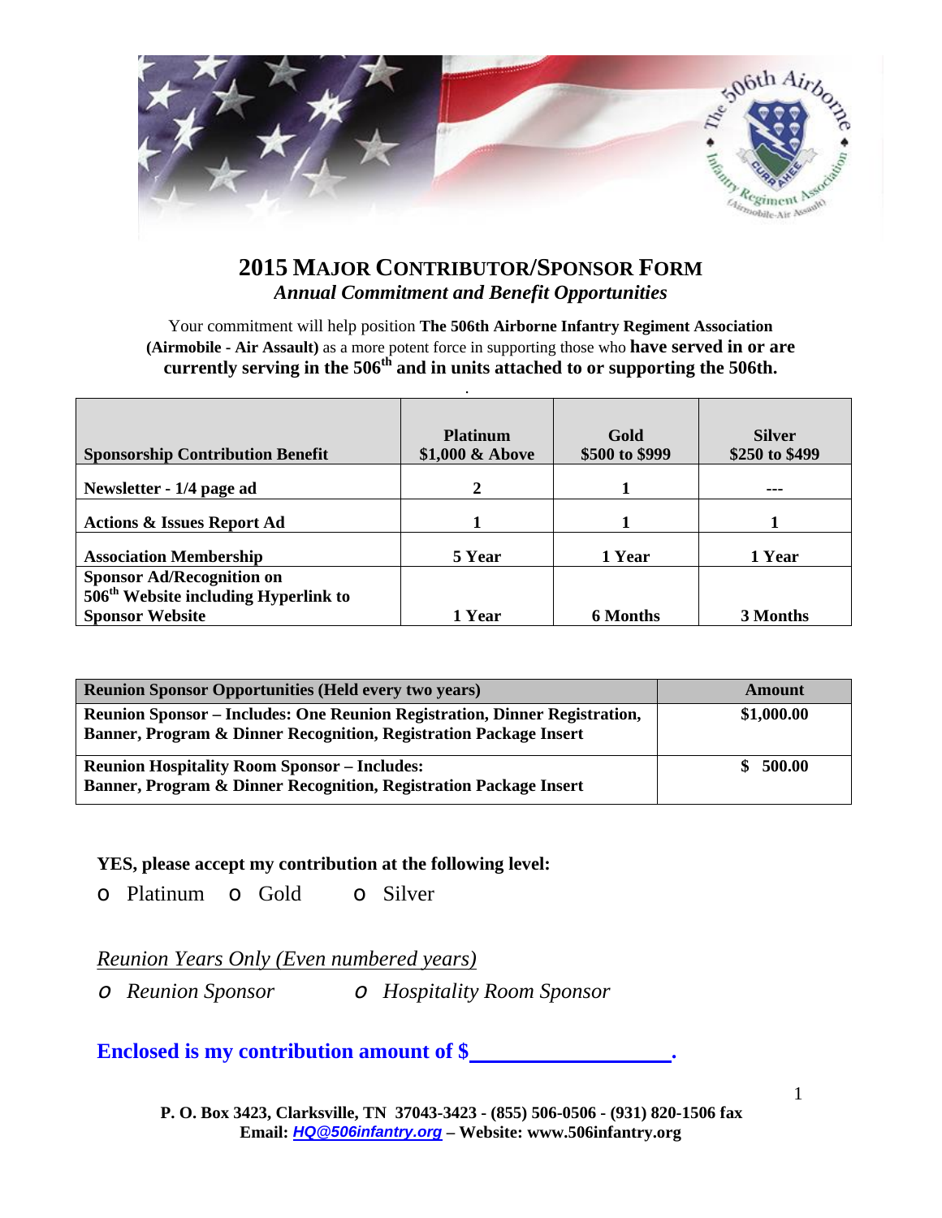# 2015 Major Contributor/Sponsor Form

*Annual Commitment and Benefit Opportunities*

Your commitment will help position **The 506th Airborne Infantry Regiment Association (Airmobile - Air Assault)** as a more potent force in supporting those who **have served in or are currently serving in the 506th and in units attached to or supporting the 506th.**

| Sponsorship Contribution Benefit | Platinum $1,000 & Above | Gold $500 to $999 | Silver $250 to $499 |
|---|---|---|---|
| Newsletter - 1/4 page ad | 2 | 1 | --- |
| Actions & Issues Report Ad | 1 | 1 | 1 |
| Association Membership | 5 Year | 1 Year | 1 Year |
| Sponsor Ad/Recognition on 506th Website including Hyperlink to Sponsor Website | 1 Year | 6 Months | 3 Months |

| Reunion Sponsor Opportunities (Held every two years) | Amount |
|---|---|
| Reunion Sponsor – Includes: One Reunion Registration, Dinner Registration, Banner, Program & Dinner Recognition, Registration Package Insert | $1,000.00 |
| Reunion Hospitality Room Sponsor – Includes: Banner, Program & Dinner Recognition, Registration Package Insert | $ 500.00 |

**YES, please accept my contribution at the following level:**

o Platinum o Gold o Silver

*Reunion Years Only (Even numbered years)*

*o Reunion Sponsor* *o Hospitality Room Sponsor*

**Enclosed is my contribution amount of $\_\_\_\_\_\_\_\_\_\_\_\_\_\_\_\_\_\_\_.**

**P. O. Box 3423, Clarksville, TN 37043-3423 - (855) 506-0506 - (931) 820-1506 fax**
**Email: HQ@506infantry.org – Website: www.506infantry.org**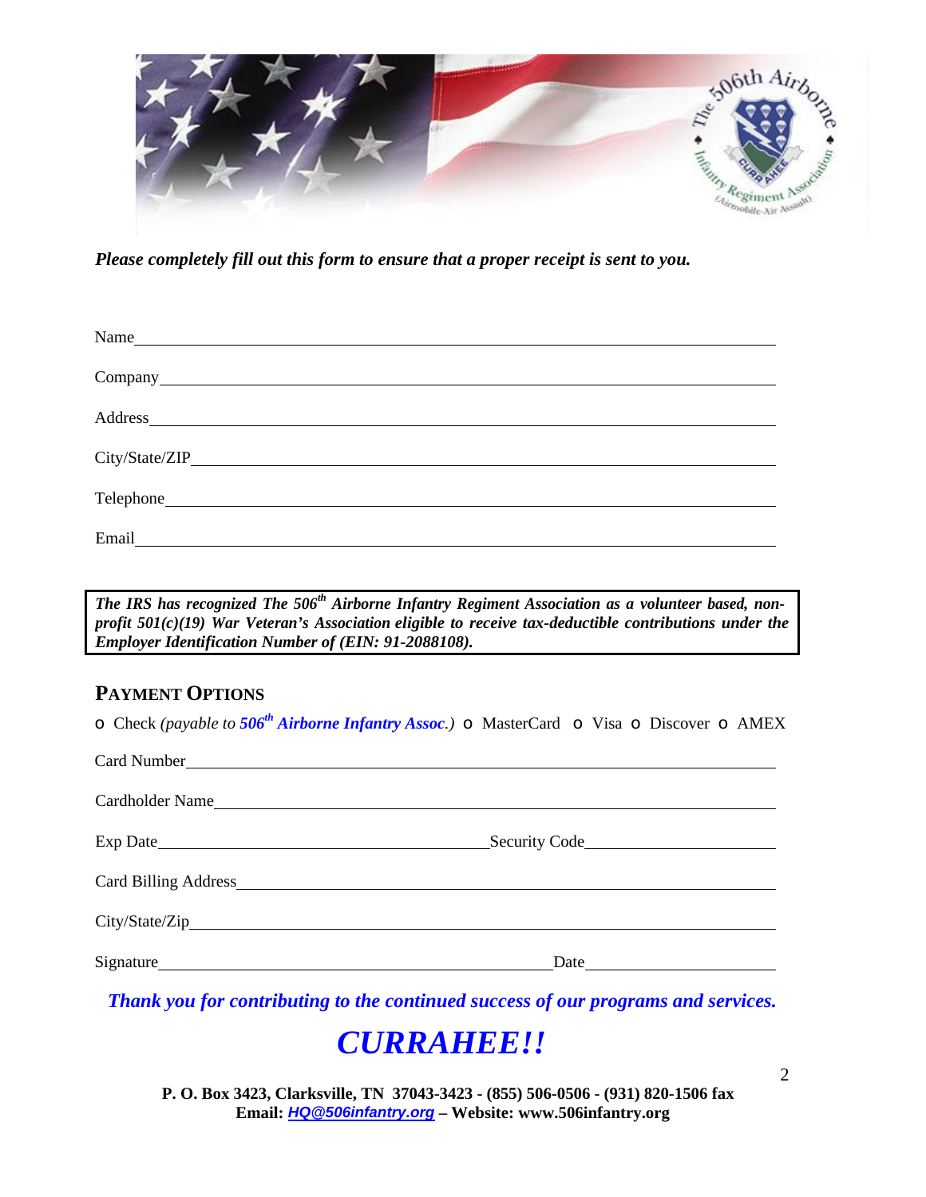*Please completely fill out this form to ensure that a proper receipt is sent to you.*

Name\_\_\_\_\_\_\_\_\_\_\_\_\_\_\_\_\_\_\_\_\_\_\_\_\_\_\_\_\_\_\_\_\_\_\_\_\_\_\_\_\_\_\_\_\_\_\_\_\_\_\_\_\_\_\_\_\_\_\_\_

Company\_\_\_\_\_\_\_\_\_\_\_\_\_\_\_\_\_\_\_\_\_\_\_\_\_\_\_\_\_\_\_\_\_\_\_\_\_\_\_\_\_\_\_\_\_\_\_\_\_\_\_\_\_\_\_\_

Address\_\_\_\_\_\_\_\_\_\_\_\_\_\_\_\_\_\_\_\_\_\_\_\_\_\_\_\_\_\_\_\_\_\_\_\_\_\_\_\_\_\_\_\_\_\_\_\_\_\_\_\_\_\_\_\_\_

City/State/ZIP\_\_\_\_\_\_\_\_\_\_\_\_\_\_\_\_\_\_\_\_\_\_\_\_\_\_\_\_\_\_\_\_\_\_\_\_\_\_\_\_\_\_\_\_\_\_\_\_\_\_\_\_\_

Telephone\_\_\_\_\_\_\_\_\_\_\_\_\_\_\_\_\_\_\_\_\_\_\_\_\_\_\_\_\_\_\_\_\_\_\_\_\_\_\_\_\_\_\_\_\_\_\_\_\_\_\_\_\_\_\_

Email\_\_\_\_\_\_\_\_\_\_\_\_\_\_\_\_\_\_\_\_\_\_\_\_\_\_\_\_\_\_\_\_\_\_\_\_\_\_\_\_\_\_\_\_\_\_\_\_\_\_\_\_\_\_\_\_\_\_\_

***The IRS has recognized The 506th Airborne Infantry Regiment Association as a volunteer based, non-profit 501(c)(19) War Veteran's Association eligible to receive tax-deductible contributions under the Employer Identification Number of (EIN: 91-2088108).***

## PAYMENT OPTIONS

o Check *(payable to **506th Airborne Infantry Assoc**.)* o MasterCard o Visa o Discover o AMEX

Card Number\_\_\_\_\_\_\_\_\_\_\_\_\_\_\_\_\_\_\_\_\_\_\_\_\_\_\_\_\_\_\_\_\_\_\_\_\_\_\_\_\_\_\_\_\_\_\_\_\_\_\_\_\_\_

Cardholder Name\_\_\_\_\_\_\_\_\_\_\_\_\_\_\_\_\_\_\_\_\_\_\_\_\_\_\_\_\_\_\_\_\_\_\_\_\_\_\_\_\_\_\_\_\_\_\_\_\_\_

Exp Date\_\_\_\_\_\_\_\_\_\_\_\_\_\_\_\_\_\_\_\_\_\_\_\_\_\_\_\_\_\_Security Code\_\_\_\_\_\_\_\_\_\_\_\_\_\_\_\_\_\_

Card Billing Address\_\_\_\_\_\_\_\_\_\_\_\_\_\_\_\_\_\_\_\_\_\_\_\_\_\_\_\_\_\_\_\_\_\_\_\_\_\_\_\_\_\_\_\_\_\_\_\_

City/State/Zip\_\_\_\_\_\_\_\_\_\_\_\_\_\_\_\_\_\_\_\_\_\_\_\_\_\_\_\_\_\_\_\_\_\_\_\_\_\_\_\_\_\_\_\_\_\_\_\_\_\_\_\_\_

Signature\_\_\_\_\_\_\_\_\_\_\_\_\_\_\_\_\_\_\_\_\_\_\_\_\_\_\_\_\_\_\_\_\_\_\_\_\_\_Date\_\_\_\_\_\_\_\_\_\_\_\_\_\_\_\_\_\_\_\_

***Thank you for contributing to the continued success of our programs and services.***

# *CURRAHEE!!*

**P. O. Box 3423, Clarksville, TN 37043-3423 - (855) 506-0506 - (931) 820-1506 fax**
**Email: *HQ@506infantry.org* – Website: www.506infantry.org**